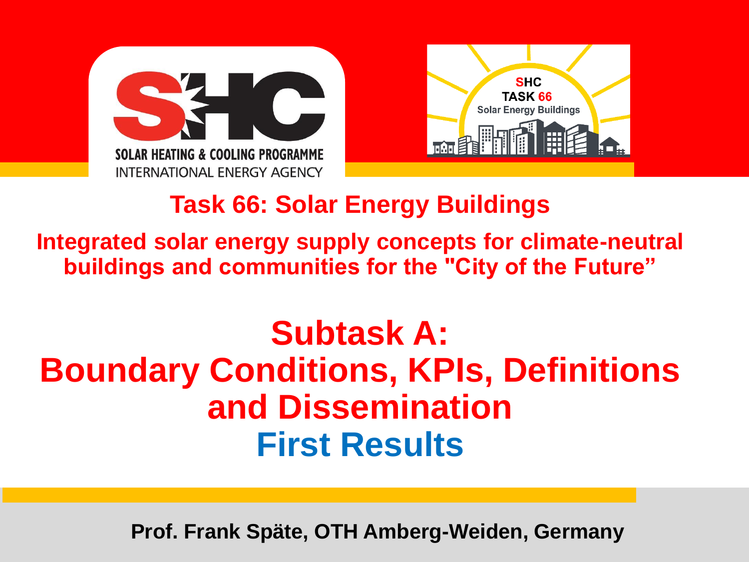SOLAR HEATING & COOLING PROGRAMME
INTERNATIONAL ENERGY AGENCY

SHC TASK 66 Solar Energy Buildings

## Task 66: Solar Energy Buildings

**Integrated solar energy supply concepts for climate-neutral buildings and communities for the "City of the Future"**

# Subtask A: Boundary Conditions, KPIs, Definitions and Dissemination

# First Results

**Prof. Frank Späte, OTH Amberg-Weiden, Germany**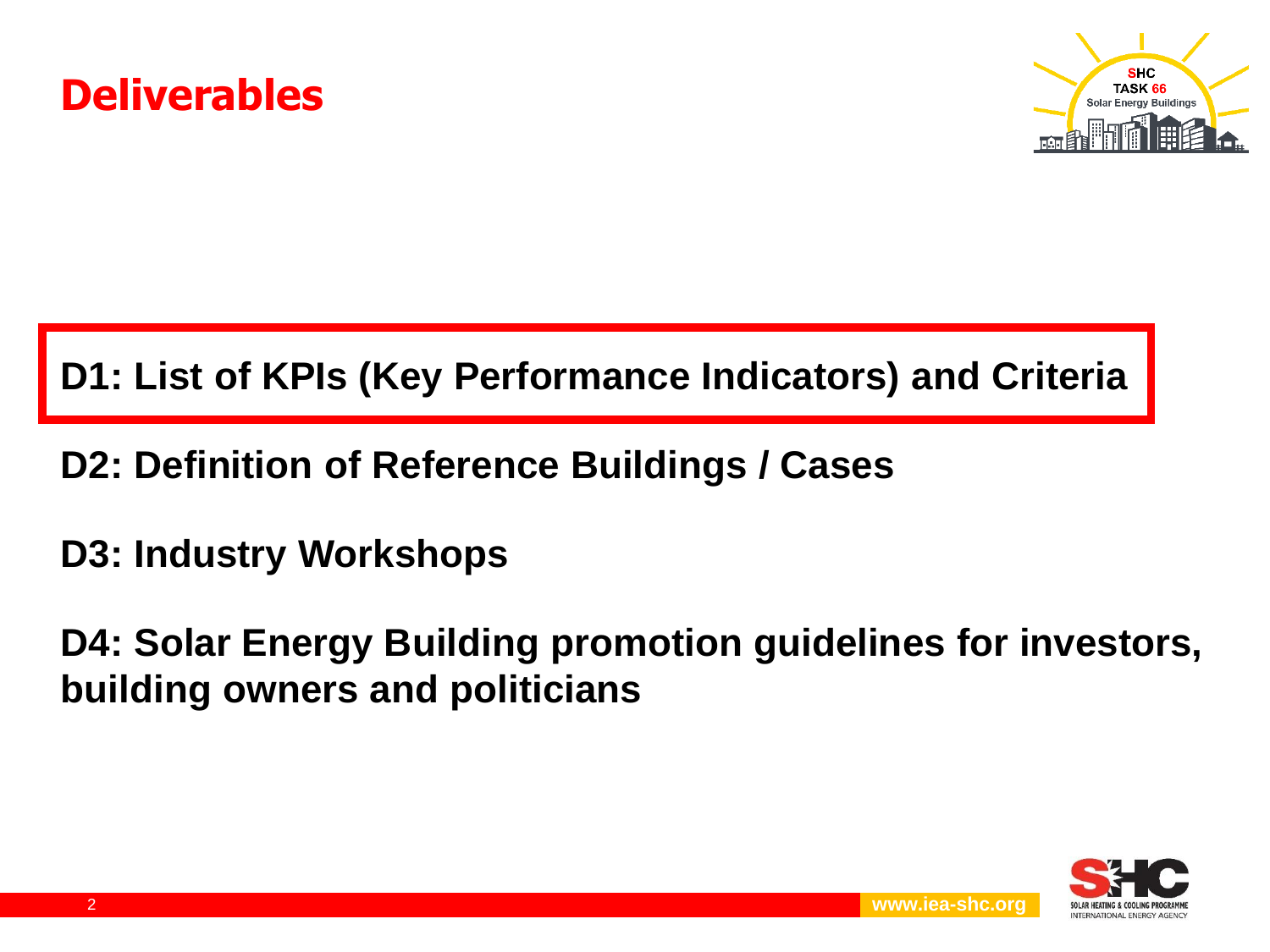# Deliverables

**D1: List of KPIs (Key Performance Indicators) and Criteria**

**D2: Definition of Reference Buildings / Cases**

**D3: Industry Workshops**

**D4: Solar Energy Building promotion guidelines for investors, building owners and politicians**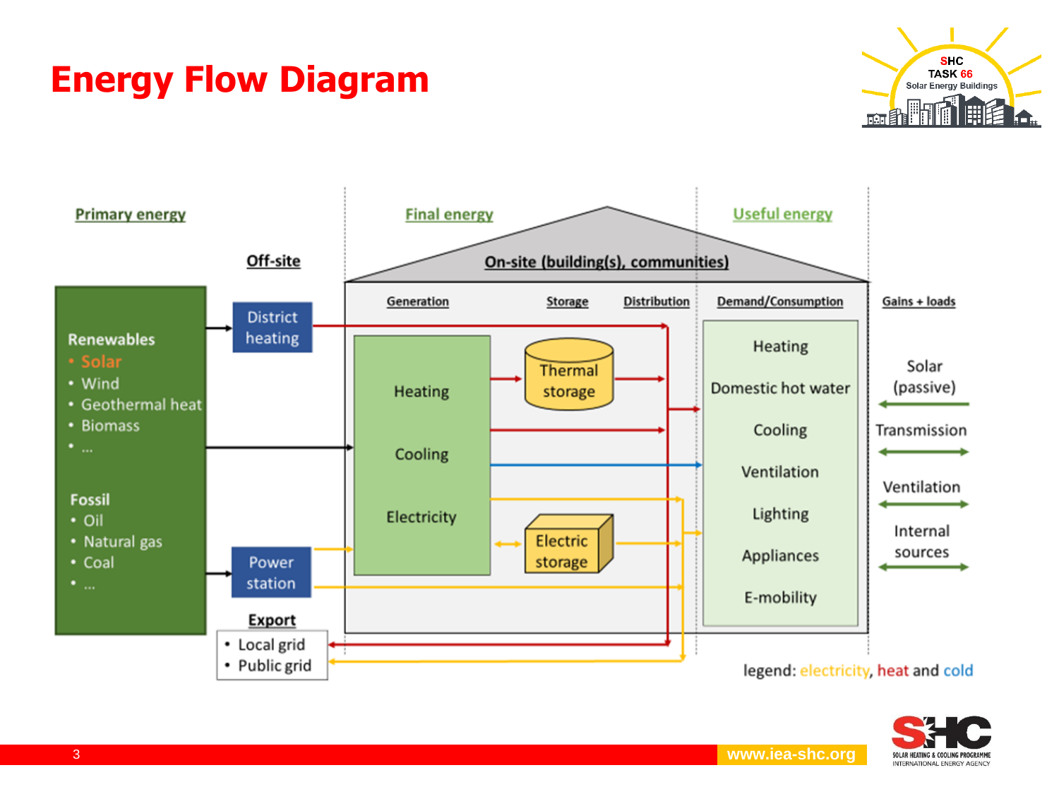# Energy Flow Diagram

**Primary energy** | **Final energy** | **Useful energy**

**Off-site**

**On-site (building(s), communities)**

**Renewables**
- Solar
- Wind
- Geothermal heat
- Biomass
- ...

**Fossil**
- Oil
- Natural gas
- Coal
- ...

District heating

Power station

**Export**
- Local grid
- Public grid

**Generation**: Heating, Cooling, Electricity

**Storage**: Thermal storage, Electric storage

**Distribution**

**Demand/Consumption**: Heating, Domestic hot water, Cooling, Ventilation, Lighting, Appliances, E-mobility

**Gains + loads**: Solar (passive), Transmission, Ventilation, Internal sources

legend: electricity, heat and cold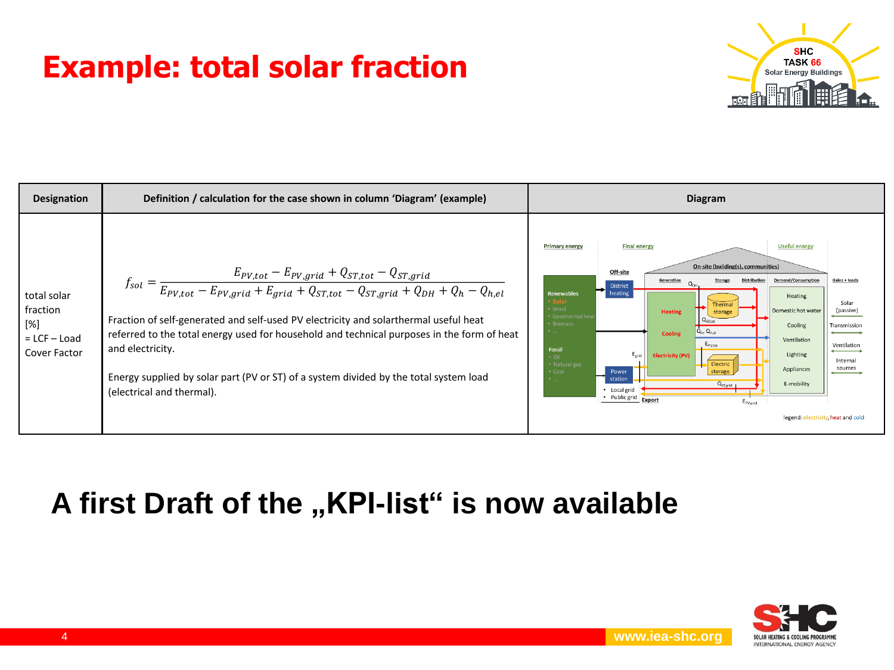# Example: total solar fraction

| Designation | Definition / calculation for the case shown in column 'Diagram' (example) | Diagram |
|---|---|---|
| total solar fraction [%] = LCF – Load Cover Factor | $$f_{sol} = \frac{E_{PV,tot} - E_{PV,grid} + Q_{ST,tot} - Q_{ST,grid}}{E_{PV,tot} - E_{PV,grid} + E_{grid} + Q_{ST,tot} - Q_{ST,grid} + Q_{DH} + Q_h - Q_{h,el}}$$ Fraction of self-generated and self-used PV electricity and solarthermal useful heat referred to the total energy used for household and technical purposes in the form of heat and electricity. Energy supplied by solar part (PV or ST) of a system divided by the total system load (electrical and thermal). | |

## A first Draft of the „KPI-list“ is now available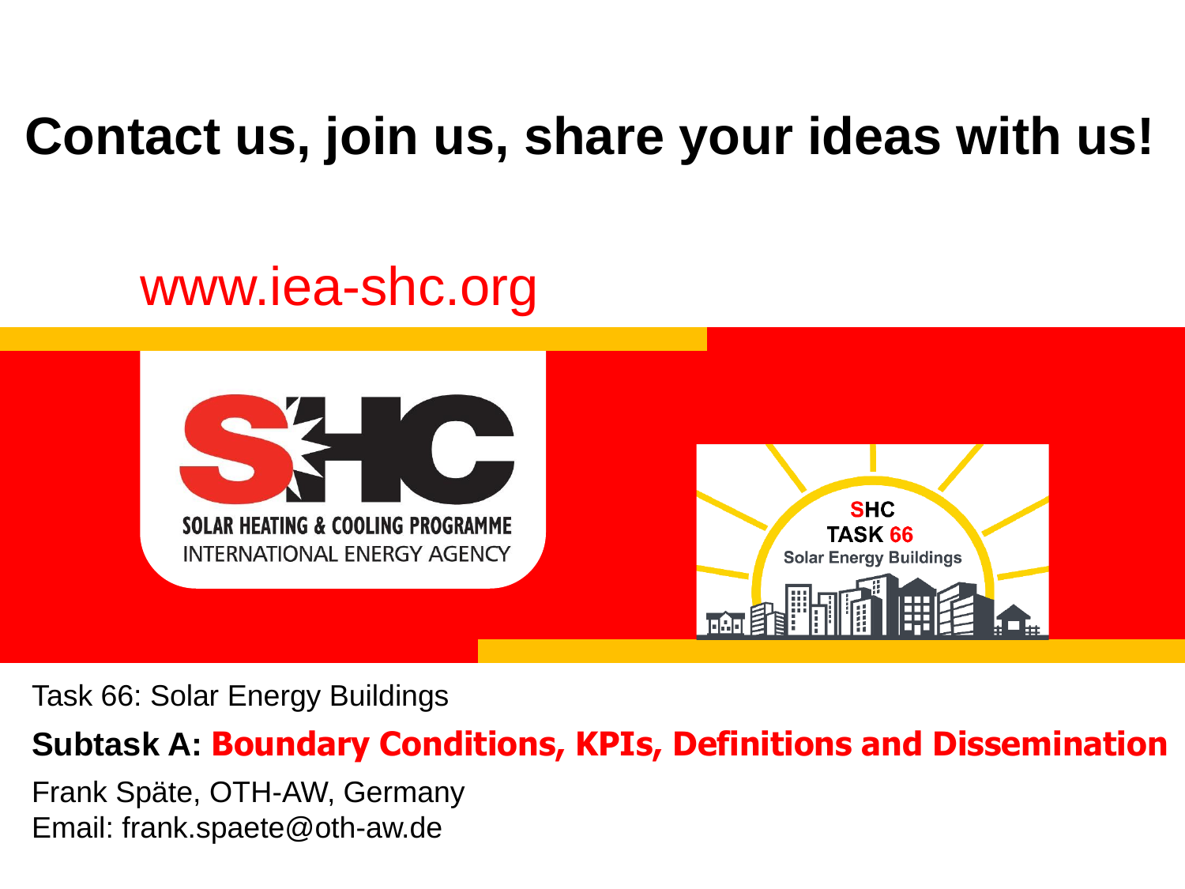# Contact us, join us, share your ideas with us!

www.iea-shc.org

Task 66: Solar Energy Buildings

**Subtask A: Boundary Conditions, KPIs, Definitions and Dissemination**

Frank Späte, OTH-AW, Germany
Email: frank.spaete@oth-aw.de